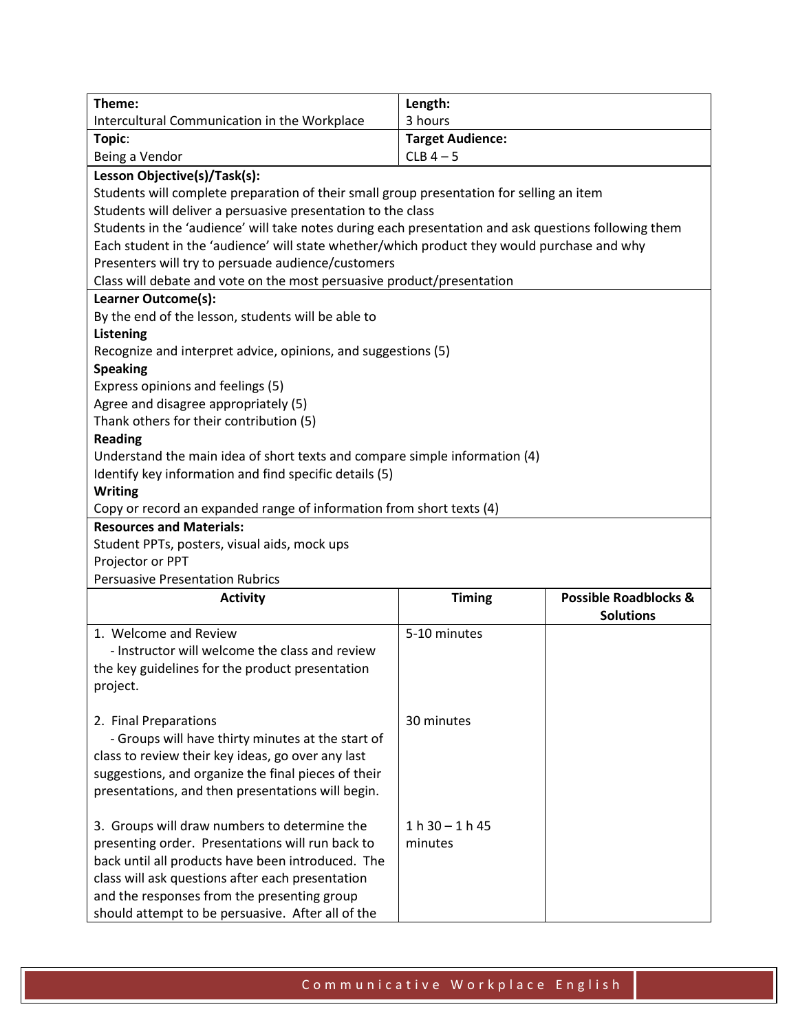| Theme: | Length: |
|---|---|
| Intercultural Communication in the Workplace | 3 hours |
| **Topic**: | **Target Audience:** |
| Being a Vendor | CLB 4 – 5 |

**Lesson Objective(s)/Task(s):**

Students will complete preparation of their small group presentation for selling an item
Students will deliver a persuasive presentation to the class
Students in the 'audience' will take notes during each presentation and ask questions following them
Each student in the 'audience' will state whether/which product they would purchase and why
Presenters will try to persuade audience/customers
Class will debate and vote on the most persuasive product/presentation

**Learner Outcome(s):**

By the end of the lesson, students will be able to

**Listening**

Recognize and interpret advice, opinions, and suggestions (5)

**Speaking**

Express opinions and feelings (5)
Agree and disagree appropriately (5)
Thank others for their contribution (5)

**Reading**

Understand the main idea of short texts and compare simple information (4)
Identify key information and find specific details (5)

**Writing**

Copy or record an expanded range of information from short texts (4)

**Resources and Materials:**

Student PPTs, posters, visual aids, mock ups
Projector or PPT
Persuasive Presentation Rubrics

| Activity | Timing | Possible Roadblocks & Solutions |
|---|---|---|
| 1. Welcome and Review<br>- Instructor will welcome the class and review the key guidelines for the product presentation project.<br><br>2. Final Preparations<br>- Groups will have thirty minutes at the start of class to review their key ideas, go over any last suggestions, and organize the final pieces of their presentations, and then presentations will begin.<br><br>3. Groups will draw numbers to determine the presenting order. Presentations will run back to back until all products have been introduced. The class will ask questions after each presentation and the responses from the presenting group should attempt to be persuasive. After all of the | 5-10 minutes<br><br><br><br><br>30 minutes<br><br><br><br><br><br>1 h 30 – 1 h 45 minutes | |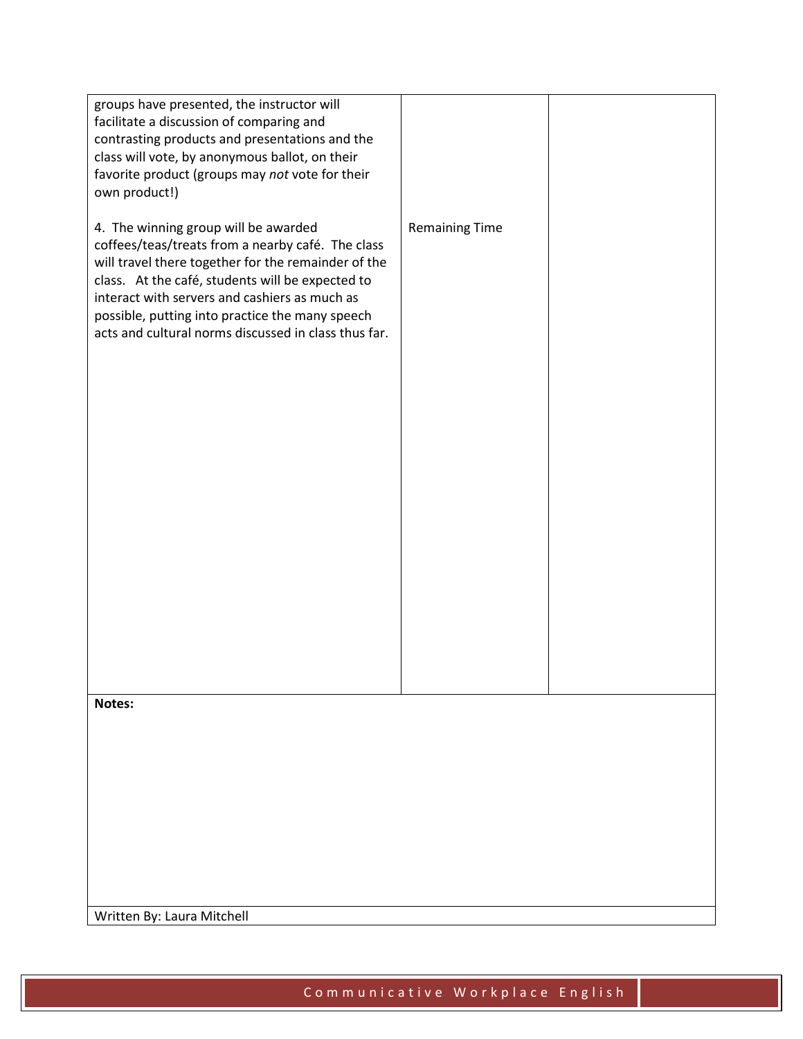| | | |
|---|---|---|
| groups have presented, the instructor will facilitate a discussion of comparing and contrasting products and presentations and the class will vote, by anonymous ballot, on their favorite product (groups may *not* vote for their own product!)<br><br>4. The winning group will be awarded coffees/teas/treats from a nearby café. The class will travel there together for the remainder of the class. At the café, students will be expected to interact with servers and cashiers as much as possible, putting into practice the many speech acts and cultural norms discussed in class thus far. | <br><br><br><br><br>Remaining Time | |

**Notes:**

Written By: Laura Mitchell